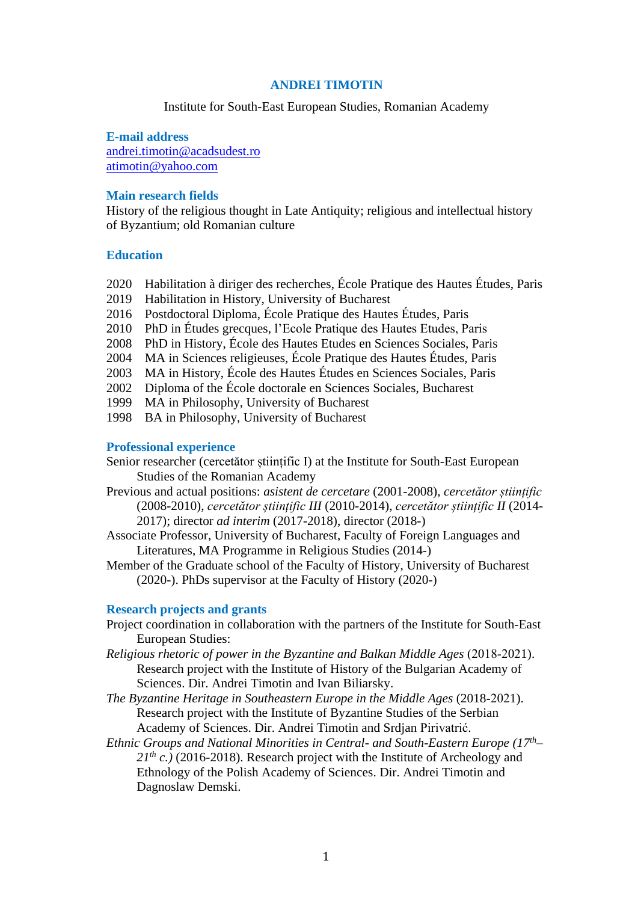# ANDREI TIMOTIN

Institute for South-East European Studies, Romanian Academy

## E-mail address

andrei.timotin@acadsudest.ro
atimotin@yahoo.com

## Main research fields

History of the religious thought in Late Antiquity; religious and intellectual history of Byzantium; old Romanian culture

## Education

2020 Habilitation à diriger des recherches, École Pratique des Hautes Études, Paris
2019 Habilitation in History, University of Bucharest
2016 Postdoctoral Diploma, École Pratique des Hautes Études, Paris
2010 PhD in Études grecques, l'Ecole Pratique des Hautes Etudes, Paris
2008 PhD in History, École des Hautes Etudes en Sciences Sociales, Paris
2004 MA in Sciences religieuses, École Pratique des Hautes Études, Paris
2003 MA in History, École des Hautes Études en Sciences Sociales, Paris
2002 Diploma of the École doctorale en Sciences Sociales, Bucharest
1999 MA in Philosophy, University of Bucharest
1998 BA in Philosophy, University of Bucharest

## Professional experience

Senior researcher (cercetător științific I) at the Institute for South-East European Studies of the Romanian Academy

Previous and actual positions: *asistent de cercetare* (2001-2008), *cercetător științific* (2008-2010), *cercetător științific III* (2010-2014), *cercetător științific II* (2014-2017); director *ad interim* (2017-2018), director (2018-)

Associate Professor, University of Bucharest, Faculty of Foreign Languages and Literatures, MA Programme in Religious Studies (2014-)

Member of the Graduate school of the Faculty of History, University of Bucharest (2020-). PhDs supervisor at the Faculty of History (2020-)

## Research projects and grants

Project coordination in collaboration with the partners of the Institute for South-East European Studies:

*Religious rhetoric of power in the Byzantine and Balkan Middle Ages* (2018-2021). Research project with the Institute of History of the Bulgarian Academy of Sciences. Dir. Andrei Timotin and Ivan Biliarsky.

*The Byzantine Heritage in Southeastern Europe in the Middle Ages* (2018-2021). Research project with the Institute of Byzantine Studies of the Serbian Academy of Sciences. Dir. Andrei Timotin and Srdjan Pirivatrić.

*Ethnic Groups and National Minorities in Central- and South-Eastern Europe (17th–21th c.)* (2016-2018). Research project with the Institute of Archeology and Ethnology of the Polish Academy of Sciences. Dir. Andrei Timotin and Dagnoslaw Demski.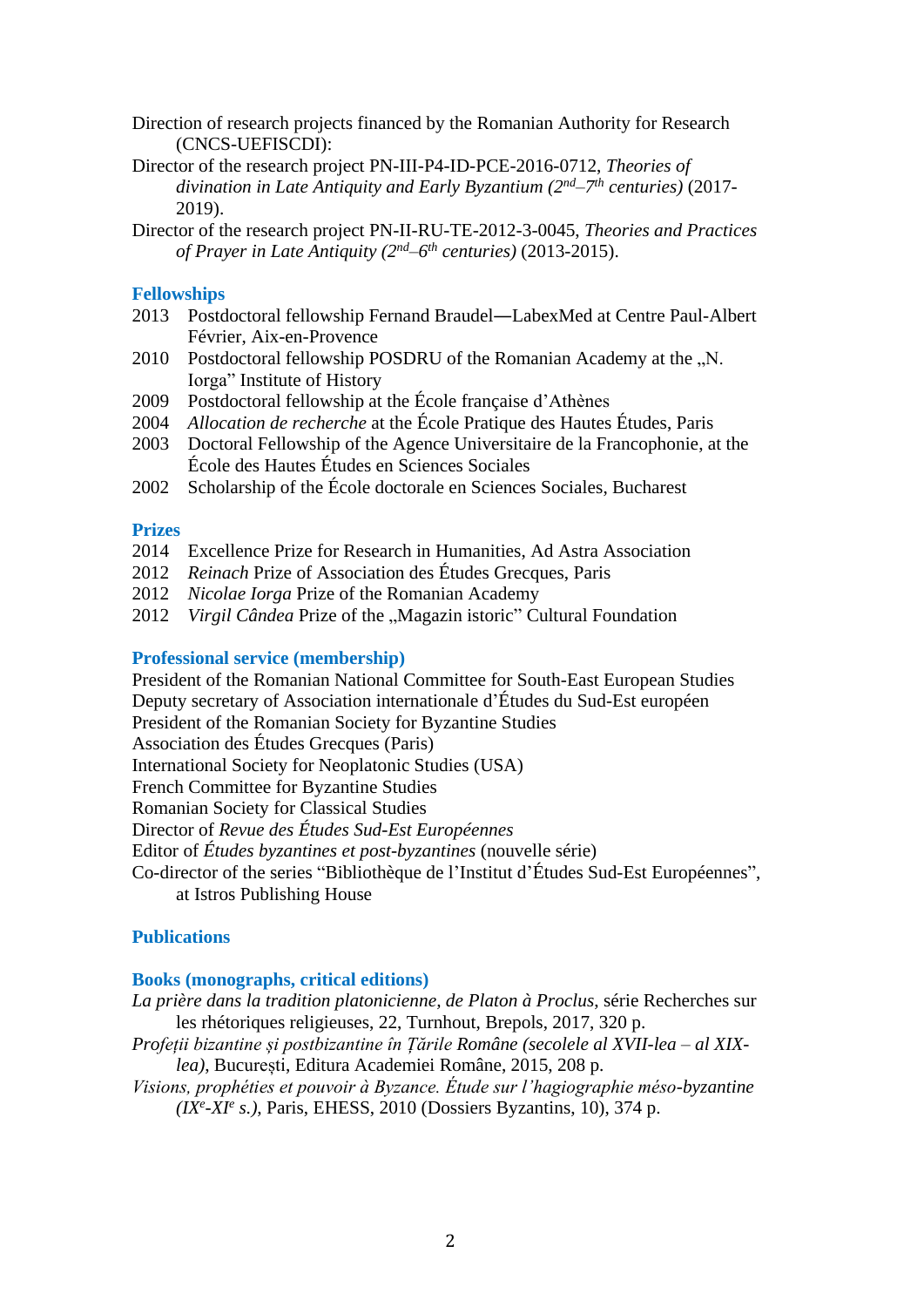Direction of research projects financed by the Romanian Authority for Research (CNCS-UEFISCDI):

Director of the research project PN-III-P4-ID-PCE-2016-0712, *Theories of divination in Late Antiquity and Early Byzantium (2nd–7th centuries)* (2017-2019).

Director of the research project PN-II-RU-TE-2012-3-0045, *Theories and Practices of Prayer in Late Antiquity (2nd–6th centuries)* (2013-2015).

## Fellowships

2013 Postdoctoral fellowship Fernand Braudel—LabexMed at Centre Paul-Albert Février, Aix-en-Provence

2010 Postdoctoral fellowship POSDRU of the Romanian Academy at the „N. Iorga" Institute of History

2009 Postdoctoral fellowship at the École française d'Athènes

2004 *Allocation de recherche* at the École Pratique des Hautes Études, Paris

2003 Doctoral Fellowship of the Agence Universitaire de la Francophonie, at the École des Hautes Études en Sciences Sociales

2002 Scholarship of the École doctorale en Sciences Sociales, Bucharest

## Prizes

2014 Excellence Prize for Research in Humanities, Ad Astra Association

2012 *Reinach* Prize of Association des Études Grecques, Paris

2012 *Nicolae Iorga* Prize of the Romanian Academy

2012 *Virgil Cândea* Prize of the „Magazin istoric" Cultural Foundation

## Professional service (membership)

President of the Romanian National Committee for South-East European Studies
Deputy secretary of Association internationale d'Études du Sud-Est européen
President of the Romanian Society for Byzantine Studies
Association des Études Grecques (Paris)
International Society for Neoplatonic Studies (USA)
French Committee for Byzantine Studies
Romanian Society for Classical Studies
Director of *Revue des Études Sud-Est Européennes*
Editor of *Études byzantines et post-byzantines* (nouvelle série)
Co-director of the series "Bibliothèque de l'Institut d'Études Sud-Est Européennes", at Istros Publishing House

## Publications

### Books (monographs, critical editions)

*La prière dans la tradition platonicienne, de Platon à Proclus*, série Recherches sur les rhétoriques religieuses, 22, Turnhout, Brepols, 2017, 320 p.

*Profeții bizantine și postbizantine în Țările Române (secolele al XVII-lea – al XIX-lea)*, București, Editura Academiei Române, 2015, 208 p.

*Visions, prophéties et pouvoir à Byzance. Étude sur l'hagiographie méso-byzantine (IXe-XIe s.)*, Paris, EHESS, 2010 (Dossiers Byzantins, 10), 374 p.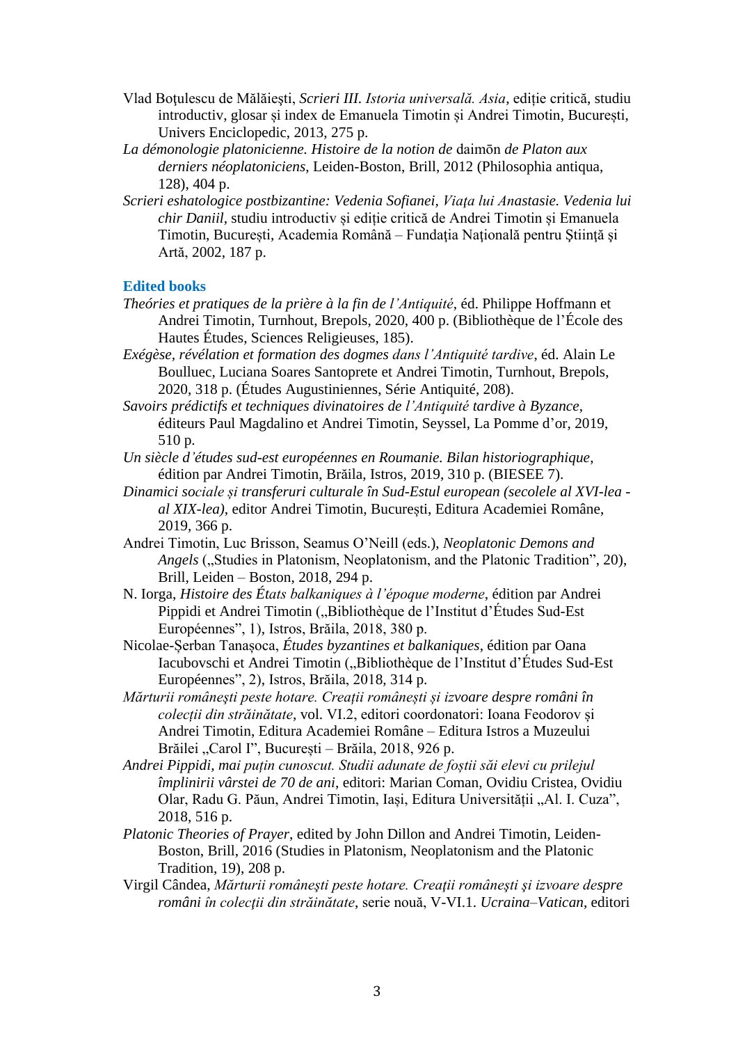Vlad Boțulescu de Mălăiești, *Scrieri III. Istoria universală. Asia*, ediție critică, studiu introductiv, glosar și index de Emanuela Timotin și Andrei Timotin, București, Univers Enciclopedic, 2013, 275 p.

*La démonologie platonicienne. Histoire de la notion de* daimōn *de Platon aux derniers néoplatoniciens*, Leiden-Boston, Brill, 2012 (Philosophia antiqua, 128), 404 p.

*Scrieri eshatologice postbizantine: Vedenia Sofianei, Viața lui Anastasie. Vedenia lui chir Daniil*, studiu introductiv și ediție critică de Andrei Timotin și Emanuela Timotin, București, Academia Română – Fundaţia Naţională pentru Ştiinţă şi Artă, 2002, 187 p.

### Edited books

*Theóries et pratiques de la prière à la fin de l'Antiquité*, éd. Philippe Hoffmann et Andrei Timotin, Turnhout, Brepols, 2020, 400 p. (Bibliothèque de l'École des Hautes Études, Sciences Religieuses, 185).

*Exégèse, révélation et formation des dogmes dans l'Antiquité tardive*, éd. Alain Le Boulluec, Luciana Soares Santoprete et Andrei Timotin, Turnhout, Brepols, 2020, 318 p. (Études Augustiniennes, Série Antiquité, 208).

*Savoirs prédictifs et techniques divinatoires de l'Antiquité tardive à Byzance*, éditeurs Paul Magdalino et Andrei Timotin, Seyssel, La Pomme d'or, 2019, 510 p.

*Un siècle d'études sud-est européennes en Roumanie. Bilan historiographique*, édition par Andrei Timotin, Brăila, Istros, 2019, 310 p. (BIESEE 7).

*Dinamici sociale și transferuri culturale în Sud-Estul european (secolele al XVI-lea - al XIX-lea)*, editor Andrei Timotin, București, Editura Academiei Române, 2019, 366 p.

Andrei Timotin, Luc Brisson, Seamus O'Neill (eds.), *Neoplatonic Demons and Angels* („Studies in Platonism, Neoplatonism, and the Platonic Tradition", 20), Brill, Leiden – Boston, 2018, 294 p.

N. Iorga, *Histoire des États balkaniques à l'époque moderne*, édition par Andrei Pippidi et Andrei Timotin („Bibliothèque de l'Institut d'Études Sud-Est Européennes", 1), Istros, Brăila, 2018, 380 p.

Nicolae-Șerban Tanașoca, *Études byzantines et balkaniques*, édition par Oana Iacubovschi et Andrei Timotin („Bibliothèque de l'Institut d'Études Sud-Est Européennes", 2), Istros, Brăila, 2018, 314 p.

*Mărturii româneşti peste hotare. Creaţii româneşti şi izvoare despre români în colecţii din străinătate*, vol. VI.2, editori coordonatori: Ioana Feodorov și Andrei Timotin, Editura Academiei Române – Editura Istros a Muzeului Brăilei „Carol I", București – Brăila, 2018, 926 p.

*Andrei Pippidi, mai puțin cunoscut. Studii adunate de foștii săi elevi cu prilejul împlinirii vârstei de 70 de ani*, editori: Marian Coman, Ovidiu Cristea, Ovidiu Olar, Radu G. Păun, Andrei Timotin, Iași, Editura Universității „Al. I. Cuza", 2018, 516 p.

*Platonic Theories of Prayer*, edited by John Dillon and Andrei Timotin, Leiden-Boston, Brill, 2016 (Studies in Platonism, Neoplatonism and the Platonic Tradition, 19), 208 p.

Virgil Cândea, *Mărturii româneşti peste hotare. Creaţii româneşti şi izvoare despre români în colecţii din străinătate*, serie nouă, V-VI.1. *Ucraina–Vatican*, editori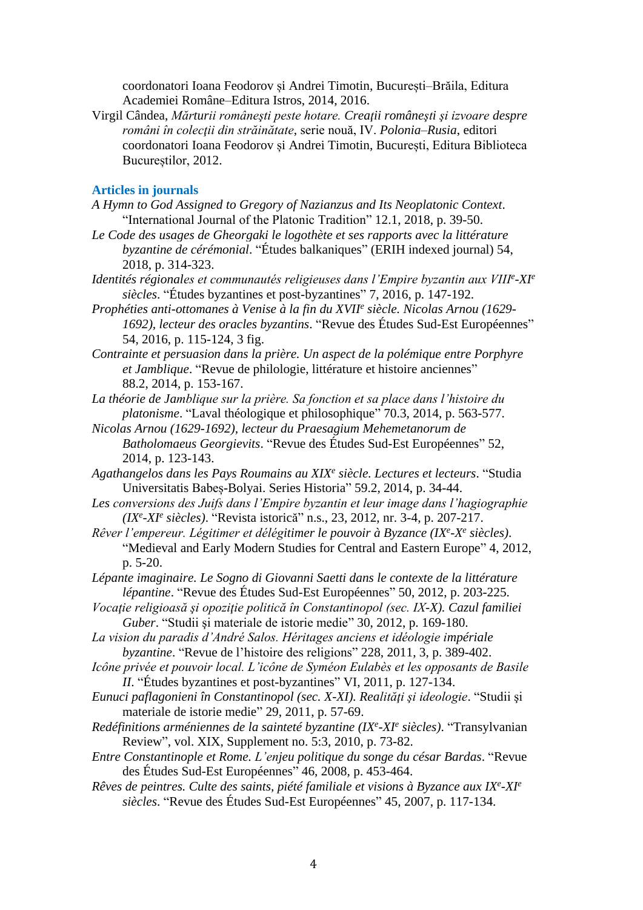coordonatori Ioana Feodorov și Andrei Timotin, București–Brăila, Editura Academiei Române–Editura Istros, 2014, 2016.

Virgil Cândea, *Mărturii româneşti peste hotare. Creaţii româneşti şi izvoare despre români în colecţii din străinătate*, serie nouă, IV. *Polonia–Rusia*, editori coordonatori Ioana Feodorov și Andrei Timotin, București, Editura Biblioteca Bucureștilor, 2012.

### Articles in journals

*A Hymn to God Assigned to Gregory of Nazianzus and Its Neoplatonic Context*. "International Journal of the Platonic Tradition" 12.1, 2018, p. 39-50.

*Le Code des usages de Gheorgaki le logothète et ses rapports avec la littérature byzantine de cérémonial*. "Études balkaniques" (ERIH indexed journal) 54, 2018, p. 314-323.

*Identités régionales et communautés religieuses dans l'Empire byzantin aux VIII*[e]*-XI*[e] *siècles*. "Études byzantines et post-byzantines" 7, 2016, p. 147-192.

*Prophéties anti-ottomanes à Venise à la fin du XVII*[e] *siècle. Nicolas Arnou (1629-1692), lecteur des oracles byzantins*. "Revue des Études Sud-Est Européennes" 54, 2016, p. 115-124, 3 fig.

*Contrainte et persuasion dans la prière. Un aspect de la polémique entre Porphyre et Jamblique*. "Revue de philologie, littérature et histoire anciennes" 88.2, 2014, p. 153-167.

*La théorie de Jamblique sur la prière. Sa fonction et sa place dans l'histoire du platonisme*. "Laval théologique et philosophique" 70.3, 2014, p. 563-577.

*Nicolas Arnou (1629-1692), lecteur du Praesagium Mehemetanorum de Batholomaeus Georgievits*. "Revue des Études Sud-Est Européennes" 52, 2014, p. 123-143.

*Agathangelos dans les Pays Roumains au XIX*[e] *siècle. Lectures et lecteurs*. "Studia Universitatis Babeș-Bolyai. Series Historia" 59.2, 2014, p. 34-44.

*Les conversions des Juifs dans l'Empire byzantin et leur image dans l'hagiographie (IX*[e]*-XI*[e] *siècles)*. "Revista istorică" n.s., 23, 2012, nr. 3-4, p. 207-217.

*Rêver l'empereur. Légitimer et délégitimer le pouvoir à Byzance (IX*[e]*-X*[e] *siècles)*. "Medieval and Early Modern Studies for Central and Eastern Europe" 4, 2012, p. 5-20.

*Lépante imaginaire. Le Sogno di Giovanni Saetti dans le contexte de la littérature lépantine*. "Revue des Études Sud-Est Européennes" 50, 2012, p. 203-225.

*Vocaţie religioasă şi opoziţie politică în Constantinopol (sec. IX-X). Cazul familiei Guber*. "Studii şi materiale de istorie medie" 30, 2012, p. 169-180.

*La vision du paradis d'André Salos. Héritages anciens et idéologie impériale byzantine*. "Revue de l'histoire des religions" 228, 2011, 3, p. 389-402.

*Icône privée et pouvoir local. L'icône de Syméon Eulabès et les opposants de Basile II*. "Études byzantines et post-byzantines" VI, 2011, p. 127-134.

*Eunuci paflagonieni în Constantinopol (sec. X-XI). Realităţi şi ideologie*. "Studii şi materiale de istorie medie" 29, 2011, p. 57-69.

*Redéfinitions arméniennes de la sainteté byzantine (IX*[e]*-XI*[e] *siècles)*. "Transylvanian Review", vol. XIX, Supplement no. 5:3, 2010, p. 73-82.

*Entre Constantinople et Rome. L'enjeu politique du songe du césar Bardas*. "Revue des Études Sud-Est Européennes" 46, 2008, p. 453-464.

*Rêves de peintres. Culte des saints, piété familiale et visions à Byzance aux IX*[e]*-XI*[e] *siècles*. "Revue des Études Sud-Est Européennes" 45, 2007, p. 117-134.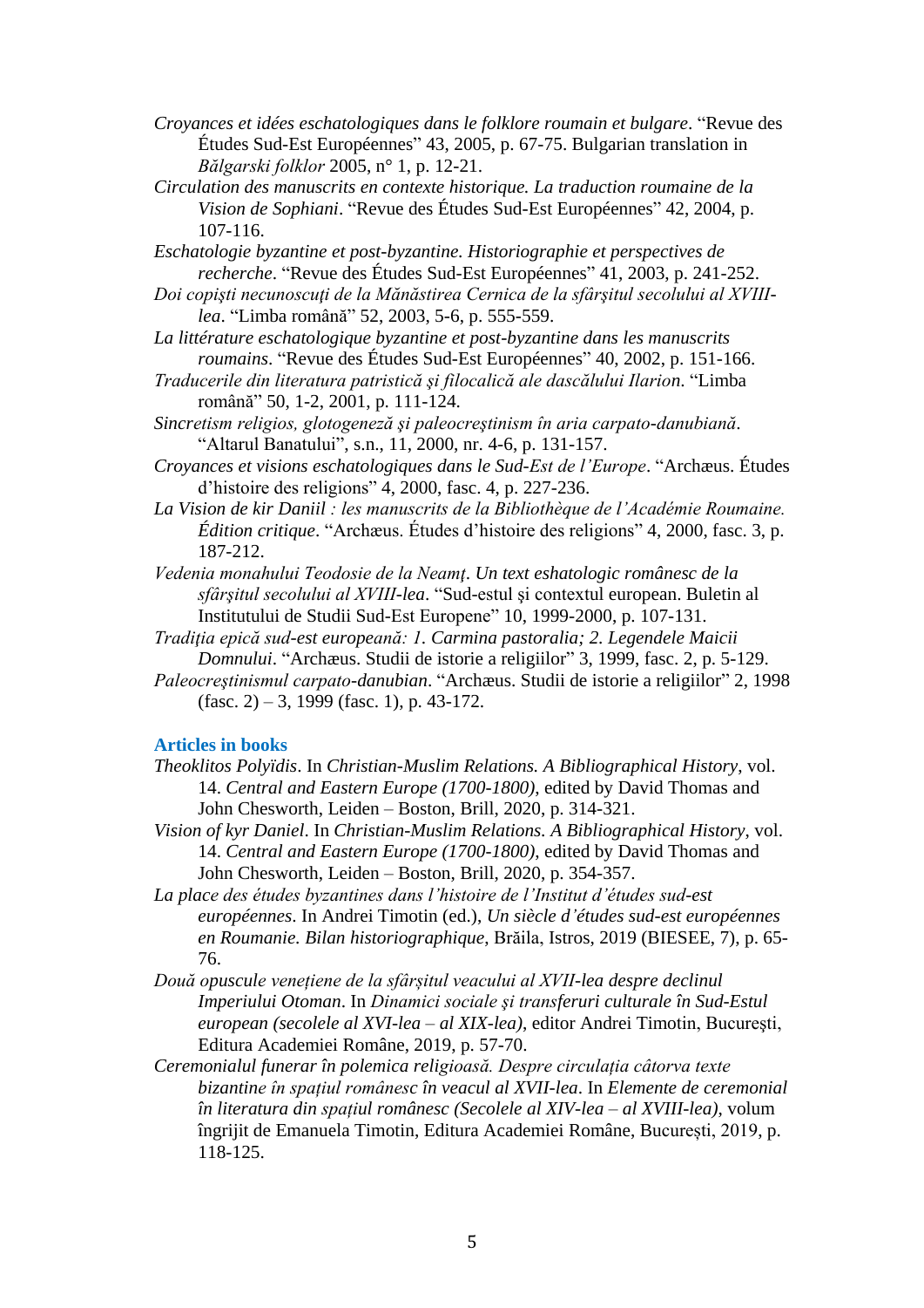*Croyances et idées eschatologiques dans le folklore roumain et bulgare*. "Revue des Études Sud-Est Européennes" 43, 2005, p. 67-75. Bulgarian translation in *Bălgarski folklor* 2005, n° 1, p. 12-21.

*Circulation des manuscrits en contexte historique. La traduction roumaine de la Vision de Sophiani*. "Revue des Études Sud-Est Européennes" 42, 2004, p. 107-116.

*Eschatologie byzantine et post-byzantine. Historiographie et perspectives de recherche*. "Revue des Études Sud-Est Européennes" 41, 2003, p. 241-252.

*Doi copişti necunoscuţi de la Mănăstirea Cernica de la sfârşitul secolului al XVIII-lea*. "Limba română" 52, 2003, 5-6, p. 555-559.

*La littérature eschatologique byzantine et post-byzantine dans les manuscrits roumains*. "Revue des Études Sud-Est Européennes" 40, 2002, p. 151-166.

*Traducerile din literatura patristică şi filocalică ale dascălului Ilarion*. "Limba română" 50, 1-2, 2001, p. 111-124.

*Sincretism religios, glotogeneză şi paleocreştinism în aria carpato-danubiană*. "Altarul Banatului", s.n., 11, 2000, nr. 4-6, p. 131-157.

*Croyances et visions eschatologiques dans le Sud-Est de l'Europe*. "Archæus. Études d'histoire des religions" 4, 2000, fasc. 4, p. 227-236.

*La Vision de kir Daniil : les manuscrits de la Bibliothèque de l'Académie Roumaine. Édition critique*. "Archæus. Études d'histoire des religions" 4, 2000, fasc. 3, p. 187-212.

*Vedenia monahului Teodosie de la Neamţ. Un text eshatologic românesc de la sfârşitul secolului al XVIII-lea*. "Sud-estul şi contextul european. Buletin al Institutului de Studii Sud-Est Europene" 10, 1999-2000, p. 107-131.

*Tradiţia epică sud-est europeană: 1. Carmina pastoralia; 2. Legendele Maicii Domnului*. "Archæus. Studii de istorie a religiilor" 3, 1999, fasc. 2, p. 5-129.

*Paleocreştinismul carpato-danubian*. "Archæus. Studii de istorie a religiilor" 2, 1998 (fasc. 2) – 3, 1999 (fasc. 1), p. 43-172.

### Articles in books

*Theoklitos Polyïdis*. In *Christian-Muslim Relations. A Bibliographical History*, vol. 14. *Central and Eastern Europe (1700-1800)*, edited by David Thomas and John Chesworth, Leiden – Boston, Brill, 2020, p. 314-321.

*Vision of kyr Daniel*. In *Christian-Muslim Relations. A Bibliographical History*, vol. 14. *Central and Eastern Europe (1700-1800)*, edited by David Thomas and John Chesworth, Leiden – Boston, Brill, 2020, p. 354-357.

*La place des études byzantines dans l'histoire de l'Institut d'études sud-est européennes*. In Andrei Timotin (ed.), *Un siècle d'études sud-est européennes en Roumanie. Bilan historiographique*, Brăila, Istros, 2019 (BIESEE, 7), p. 65-76.

*Două opuscule veneţiene de la sfârşitul veacului al XVII-lea despre declinul Imperiului Otoman*. In *Dinamici sociale şi transferuri culturale în Sud-Estul european (secolele al XVI-lea – al XIX-lea)*, editor Andrei Timotin, Bucureşti, Editura Academiei Române, 2019, p. 57-70.

*Ceremonialul funerar în polemica religioasă. Despre circulația câtorva texte bizantine în spațiul românesc în veacul al XVII-lea*. In *Elemente de ceremonial în literatura din spațiul românesc (Secolele al XIV-lea – al XVIII-lea)*, volum îngrijit de Emanuela Timotin, Editura Academiei Române, București, 2019, p. 118-125.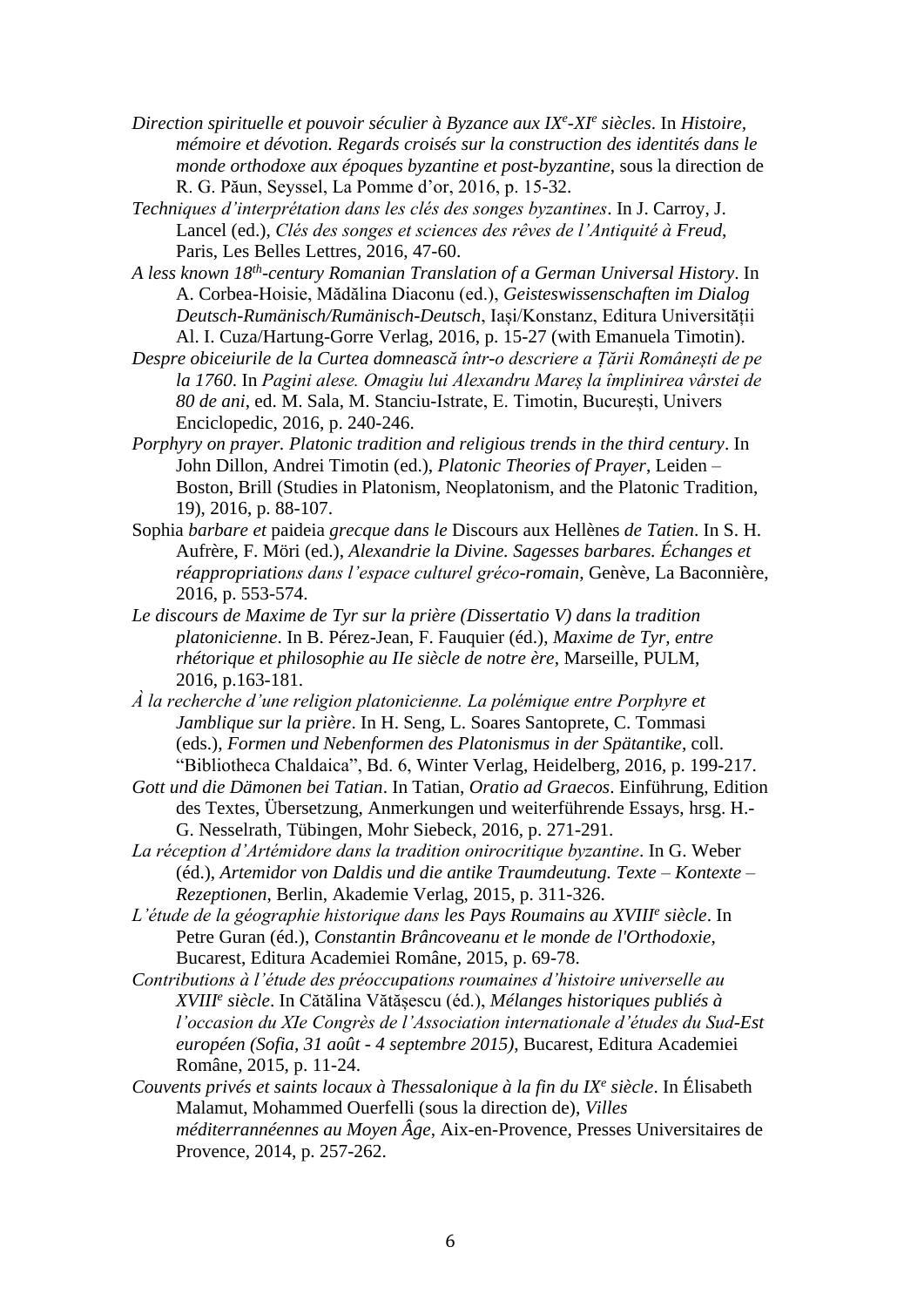*Direction spirituelle et pouvoir séculier à Byzance aux IX^e^-XI^e^ siècles*. In *Histoire, mémoire et dévotion. Regards croisés sur la construction des identités dans le monde orthodoxe aux époques byzantine et post-byzantine*, sous la direction de R. G. Păun, Seyssel, La Pomme d'or, 2016, p. 15-32.

*Techniques d'interprétation dans les clés des songes byzantines*. In J. Carroy, J. Lancel (ed.), *Clés des songes et sciences des rêves de l'Antiquité à Freud*, Paris, Les Belles Lettres, 2016, 47-60.

*A less known 18th-century Romanian Translation of a German Universal History*. In A. Corbea-Hoisie, Mădălina Diaconu (ed.), *Geisteswissenschaften im Dialog Deutsch-Rumänisch/Rumänisch-Deutsch*, Iași/Konstanz, Editura Universității Al. I. Cuza/Hartung-Gorre Verlag, 2016, p. 15-27 (with Emanuela Timotin).

*Despre obiceiurile de la Curtea domnească într-o descriere a Țării Românești de pe la 1760*. In *Pagini alese. Omagiu lui Alexandru Mareș la împlinirea vârstei de 80 de ani*, ed. M. Sala, M. Stanciu-Istrate, E. Timotin, București, Univers Enciclopedic, 2016, p. 240-246.

*Porphyry on prayer. Platonic tradition and religious trends in the third century*. In John Dillon, Andrei Timotin (ed.), *Platonic Theories of Prayer*, Leiden – Boston, Brill (Studies in Platonism, Neoplatonism, and the Platonic Tradition, 19), 2016, p. 88-107.

Sophia *barbare et* paideia *grecque dans le* Discours aux Hellènes *de Tatien*. In S. H. Aufrère, F. Möri (ed.), *Alexandrie la Divine. Sagesses barbares. Échanges et réappropriations dans l'espace culturel gréco-romain*, Genève, La Baconnière, 2016, p. 553-574.

*Le discours de Maxime de Tyr sur la prière (Dissertatio V) dans la tradition platonicienne*. In B. Pérez-Jean, F. Fauquier (éd.), *Maxime de Tyr, entre rhétorique et philosophie au IIe siècle de notre ère*, Marseille, PULM, 2016, p.163-181.

*À la recherche d'une religion platonicienne. La polémique entre Porphyre et Jamblique sur la prière*. In H. Seng, L. Soares Santoprete, C. Tommasi (eds.), *Formen und Nebenformen des Platonismus in der Spätantike*, coll. "Bibliotheca Chaldaica", Bd. 6, Winter Verlag, Heidelberg, 2016, p. 199-217.

*Gott und die Dämonen bei Tatian*. In Tatian, *Oratio ad Graecos*. Einführung, Edition des Textes, Übersetzung, Anmerkungen und weiterführende Essays, hrsg. H.-G. Nesselrath, Tübingen, Mohr Siebeck, 2016, p. 271-291.

*La réception d'Artémidore dans la tradition onirocritique byzantine*. In G. Weber (éd.), *Artemidor von Daldis und die antike Traumdeutung. Texte – Kontexte – Rezeptionen*, Berlin, Akademie Verlag, 2015, p. 311-326.

*L'étude de la géographie historique dans les Pays Roumains au XVIII^e^ siècle*. In Petre Guran (éd.), *Constantin Brâncoveanu et le monde de l'Orthodoxie*, Bucarest, Editura Academiei Române, 2015, p. 69-78.

*Contributions à l'étude des préoccupations roumaines d'histoire universelle au XVIII^e^ siècle*. In Cătălina Vătășescu (éd.), *Mélanges historiques publiés à l'occasion du XIe Congrès de l'Association internationale d'études du Sud-Est européen (Sofia, 31 août - 4 septembre 2015)*, Bucarest, Editura Academiei Române, 2015, p. 11-24.

*Couvents privés et saints locaux à Thessalonique à la fin du IX^e^ siècle*. In Élisabeth Malamut, Mohammed Ouerfelli (sous la direction de), *Villes méditerranéennes au Moyen Âge*, Aix-en-Provence, Presses Universitaires de Provence, 2014, p. 257-262.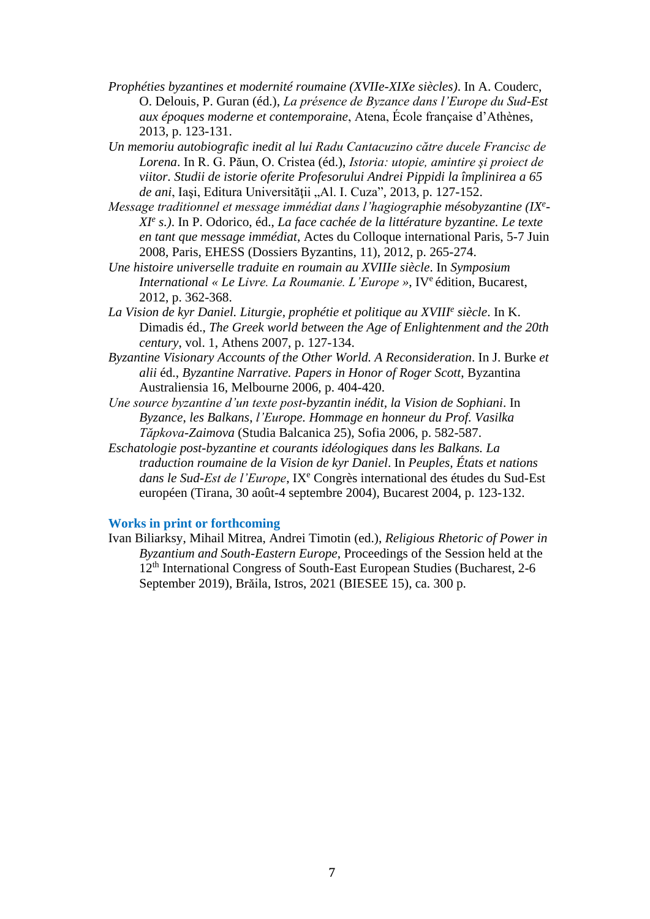*Prophéties byzantines et modernité roumaine (XVIIe-XIXe siècles)*. In A. Couderc, O. Delouis, P. Guran (éd.), *La présence de Byzance dans l'Europe du Sud-Est aux époques moderne et contemporaine*, Atena, École française d'Athènes, 2013, p. 123-131.

*Un memoriu autobiografic inedit al lui Radu Cantacuzino către ducele Francisc de Lorena*. In R. G. Păun, O. Cristea (éd.), *Istoria: utopie, amintire şi proiect de viitor. Studii de istorie oferite Profesorului Andrei Pippidi la împlinirea a 65 de ani*, Iaşi, Editura Universităţii „Al. I. Cuza", 2013, p. 127-152.

*Message traditionnel et message immédiat dans l'hagiographie mésobyzantine (IXe-XIe s.)*. In P. Odorico, éd., *La face cachée de la littérature byzantine. Le texte en tant que message immédiat*, Actes du Colloque international Paris, 5-7 Juin 2008, Paris, EHESS (Dossiers Byzantins, 11), 2012, p. 265-274.

*Une histoire universelle traduite en roumain au XVIIIe siècle*. In *Symposium International « Le Livre. La Roumanie. L'Europe »*, IVe édition, Bucarest, 2012, p. 362-368.

*La Vision de kyr Daniel. Liturgie, prophétie et politique au XVIIIe siècle*. In K. Dimadis éd., *The Greek world between the Age of Enlightenment and the 20th century*, vol. 1, Athens 2007, p. 127-134.

*Byzantine Visionary Accounts of the Other World. A Reconsideration*. In J. Burke *et alii* éd., *Byzantine Narrative. Papers in Honor of Roger Scott*, Byzantina Australiensia 16, Melbourne 2006, p. 404-420.

*Une source byzantine d'un texte post-byzantin inédit, la Vision de Sophiani*. In *Byzance, les Balkans, l'Europe. Hommage en honneur du Prof. Vasilka Tăpkova-Zaimova* (Studia Balcanica 25), Sofia 2006, p. 582-587.

*Eschatologie post-byzantine et courants idéologiques dans les Balkans. La traduction roumaine de la Vision de kyr Daniel*. In *Peuples, États et nations dans le Sud-Est de l'Europe*, IXe Congrès international des études du Sud-Est européen (Tirana, 30 août-4 septembre 2004), Bucarest 2004, p. 123-132.

### Works in print or forthcoming

Ivan Biliarksy, Mihail Mitrea, Andrei Timotin (ed.), *Religious Rhetoric of Power in Byzantium and South-Eastern Europe*, Proceedings of the Session held at the 12th International Congress of South-East European Studies (Bucharest, 2-6 September 2019), Brăila, Istros, 2021 (BIESEE 15), ca. 300 p.